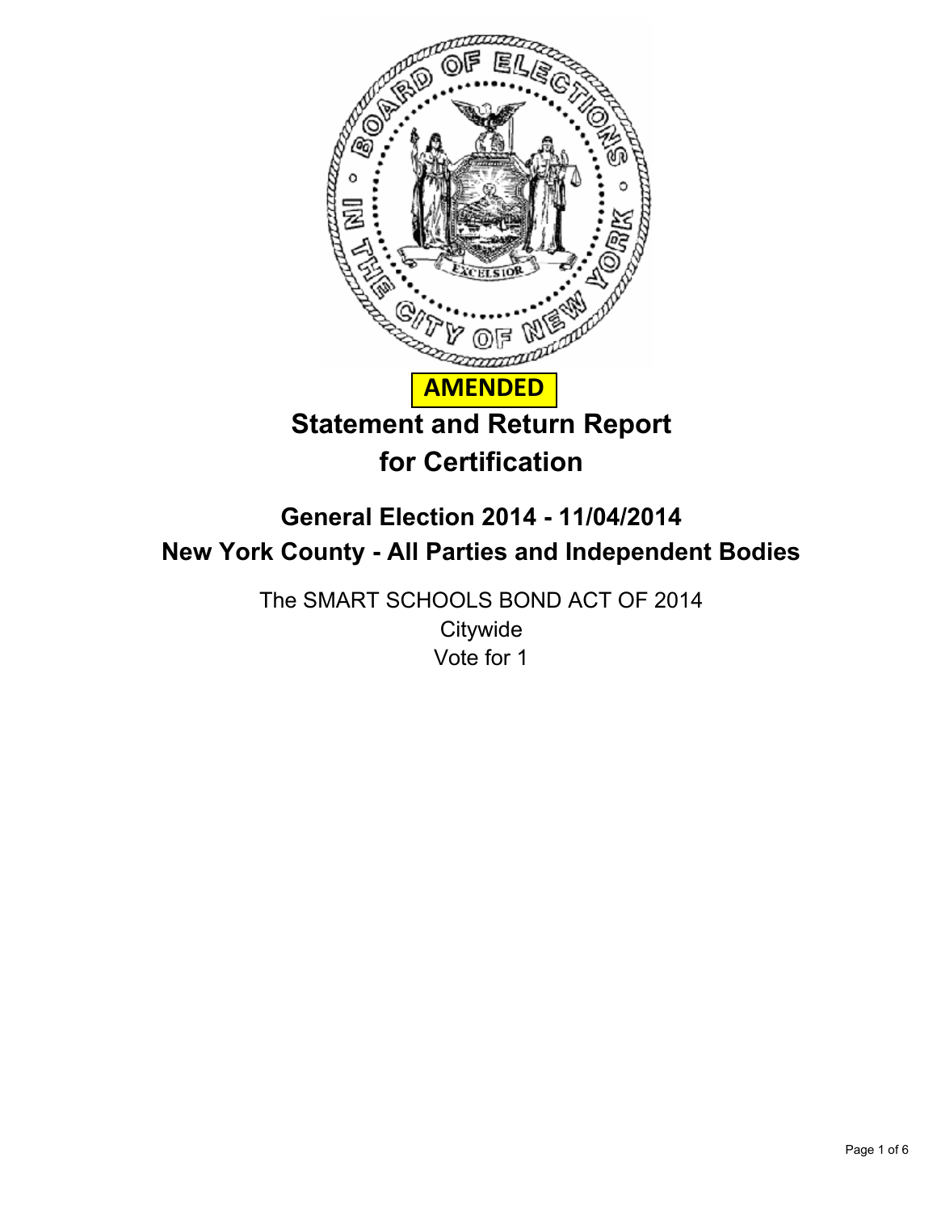**AMENDED**

# Statement and Return Report for Certification

## General Election 2014 - 11/04/2014
## New York County - All Parties and Independent Bodies

The SMART SCHOOLS BOND ACT OF 2014
Citywide
Vote for 1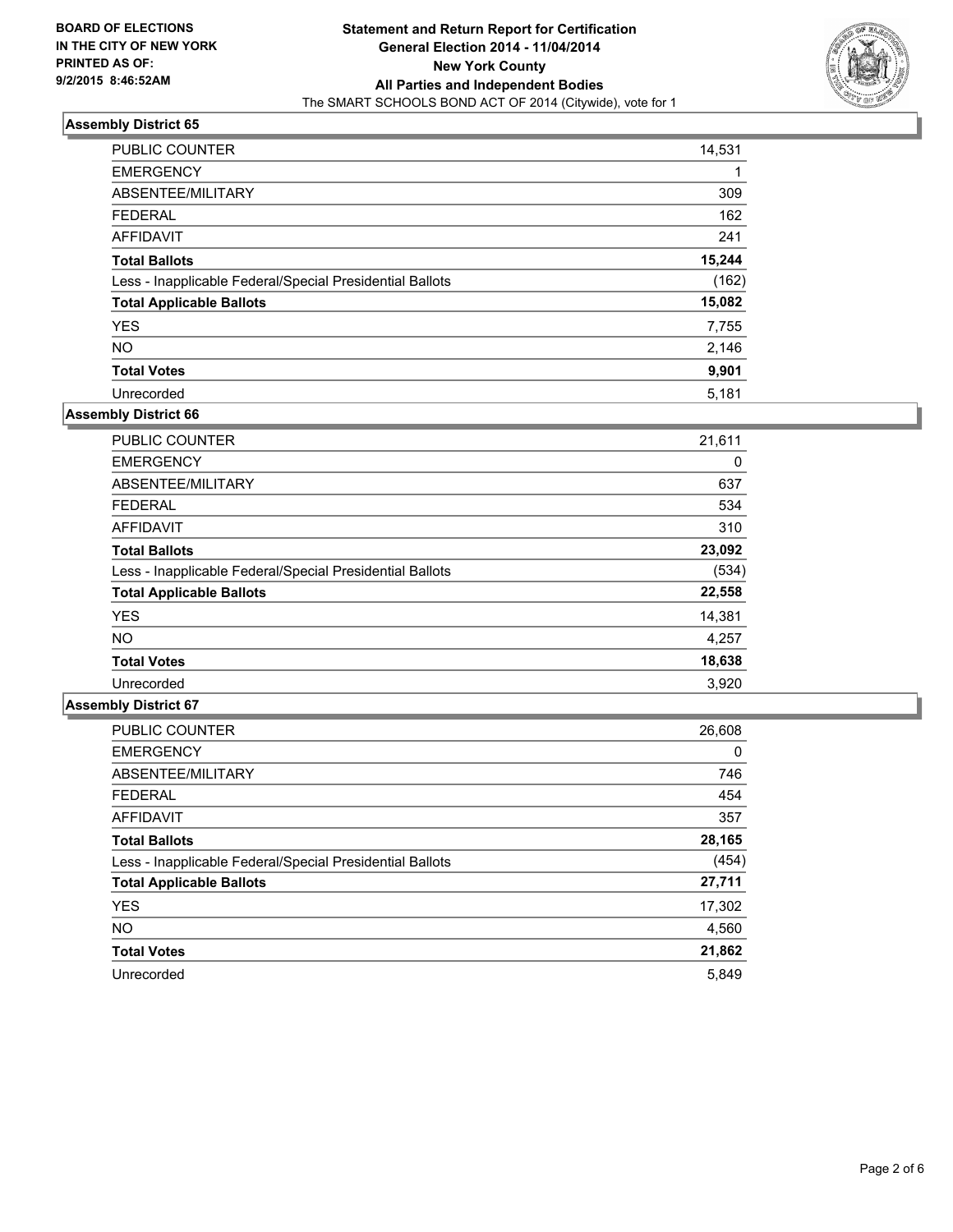**BOARD OF ELECTIONS IN THE CITY OF NEW YORK PRINTED AS OF: 9/2/2015 8:46:52AM**

**Statement and Return Report for Certification General Election 2014 - 11/04/2014 New York County All Parties and Independent Bodies**
The SMART SCHOOLS BOND ACT OF 2014 (Citywide), vote for 1

### Assembly District 65

| | |
|---|---|
| PUBLIC COUNTER | 14,531 |
| EMERGENCY | 1 |
| ABSENTEE/MILITARY | 309 |
| FEDERAL | 162 |
| AFFIDAVIT | 241 |
| **Total Ballots** | **15,244** |
| Less - Inapplicable Federal/Special Presidential Ballots | (162) |
| **Total Applicable Ballots** | **15,082** |
| YES | 7,755 |
| NO | 2,146 |
| **Total Votes** | **9,901** |
| Unrecorded | 5,181 |

### Assembly District 66

| | |
|---|---|
| PUBLIC COUNTER | 21,611 |
| EMERGENCY | 0 |
| ABSENTEE/MILITARY | 637 |
| FEDERAL | 534 |
| AFFIDAVIT | 310 |
| **Total Ballots** | **23,092** |
| Less - Inapplicable Federal/Special Presidential Ballots | (534) |
| **Total Applicable Ballots** | **22,558** |
| YES | 14,381 |
| NO | 4,257 |
| **Total Votes** | **18,638** |
| Unrecorded | 3,920 |

### Assembly District 67

| | |
|---|---|
| PUBLIC COUNTER | 26,608 |
| EMERGENCY | 0 |
| ABSENTEE/MILITARY | 746 |
| FEDERAL | 454 |
| AFFIDAVIT | 357 |
| **Total Ballots** | **28,165** |
| Less - Inapplicable Federal/Special Presidential Ballots | (454) |
| **Total Applicable Ballots** | **27,711** |
| YES | 17,302 |
| NO | 4,560 |
| **Total Votes** | **21,862** |
| Unrecorded | 5,849 |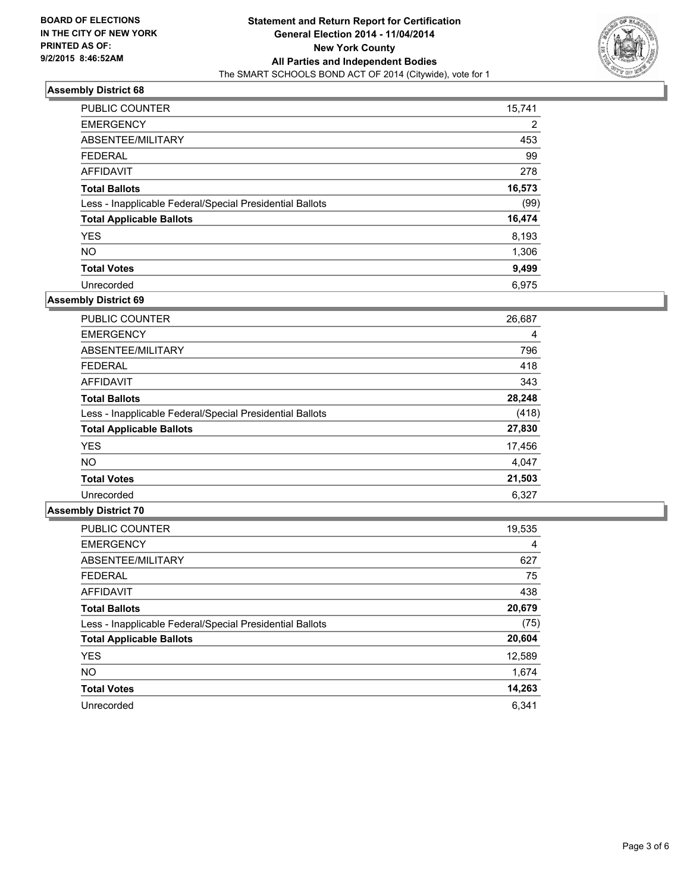**BOARD OF ELECTIONS IN THE CITY OF NEW YORK PRINTED AS OF: 9/2/2015 8:46:52AM**

**Statement and Return Report for Certification**
**General Election 2014 - 11/04/2014**
**New York County**
**All Parties and Independent Bodies**
The SMART SCHOOLS BOND ACT OF 2014 (Citywide), vote for 1

### Assembly District 68

| | |
|---|---|
| PUBLIC COUNTER | 15,741 |
| EMERGENCY | 2 |
| ABSENTEE/MILITARY | 453 |
| FEDERAL | 99 |
| AFFIDAVIT | 278 |
| **Total Ballots** | **16,573** |
| Less - Inapplicable Federal/Special Presidential Ballots | (99) |
| **Total Applicable Ballots** | **16,474** |
| YES | 8,193 |
| NO | 1,306 |
| **Total Votes** | **9,499** |
| Unrecorded | 6,975 |

### Assembly District 69

| | |
|---|---|
| PUBLIC COUNTER | 26,687 |
| EMERGENCY | 4 |
| ABSENTEE/MILITARY | 796 |
| FEDERAL | 418 |
| AFFIDAVIT | 343 |
| **Total Ballots** | **28,248** |
| Less - Inapplicable Federal/Special Presidential Ballots | (418) |
| **Total Applicable Ballots** | **27,830** |
| YES | 17,456 |
| NO | 4,047 |
| **Total Votes** | **21,503** |
| Unrecorded | 6,327 |

### Assembly District 70

| | |
|---|---|
| PUBLIC COUNTER | 19,535 |
| EMERGENCY | 4 |
| ABSENTEE/MILITARY | 627 |
| FEDERAL | 75 |
| AFFIDAVIT | 438 |
| **Total Ballots** | **20,679** |
| Less - Inapplicable Federal/Special Presidential Ballots | (75) |
| **Total Applicable Ballots** | **20,604** |
| YES | 12,589 |
| NO | 1,674 |
| **Total Votes** | **14,263** |
| Unrecorded | 6,341 |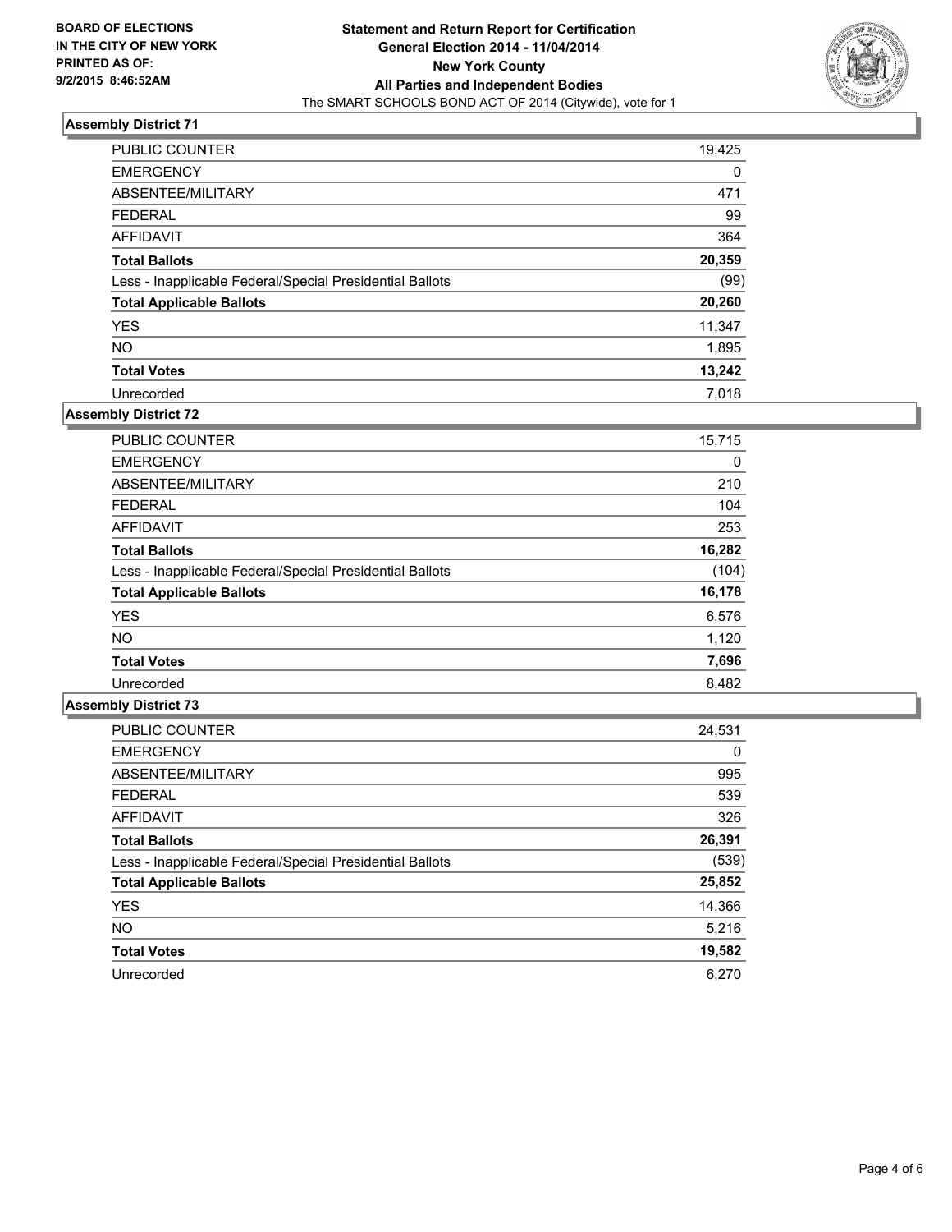BOARD OF ELECTIONS
IN THE CITY OF NEW YORK
PRINTED AS OF:
9/2/2015 8:46:52AM

**Statement and Return Report for Certification**
**General Election 2014 - 11/04/2014**
**New York County**
**All Parties and Independent Bodies**
The SMART SCHOOLS BOND ACT OF 2014 (Citywide), vote for 1

## Assembly District 71

| | |
|---|---|
| PUBLIC COUNTER | 19,425 |
| EMERGENCY | 0 |
| ABSENTEE/MILITARY | 471 |
| FEDERAL | 99 |
| AFFIDAVIT | 364 |
| **Total Ballots** | **20,359** |
| Less - Inapplicable Federal/Special Presidential Ballots | (99) |
| **Total Applicable Ballots** | **20,260** |
| YES | 11,347 |
| NO | 1,895 |
| **Total Votes** | **13,242** |
| Unrecorded | 7,018 |

## Assembly District 72

| | |
|---|---|
| PUBLIC COUNTER | 15,715 |
| EMERGENCY | 0 |
| ABSENTEE/MILITARY | 210 |
| FEDERAL | 104 |
| AFFIDAVIT | 253 |
| **Total Ballots** | **16,282** |
| Less - Inapplicable Federal/Special Presidential Ballots | (104) |
| **Total Applicable Ballots** | **16,178** |
| YES | 6,576 |
| NO | 1,120 |
| **Total Votes** | **7,696** |
| Unrecorded | 8,482 |

## Assembly District 73

| | |
|---|---|
| PUBLIC COUNTER | 24,531 |
| EMERGENCY | 0 |
| ABSENTEE/MILITARY | 995 |
| FEDERAL | 539 |
| AFFIDAVIT | 326 |
| **Total Ballots** | **26,391** |
| Less - Inapplicable Federal/Special Presidential Ballots | (539) |
| **Total Applicable Ballots** | **25,852** |
| YES | 14,366 |
| NO | 5,216 |
| **Total Votes** | **19,582** |
| Unrecorded | 6,270 |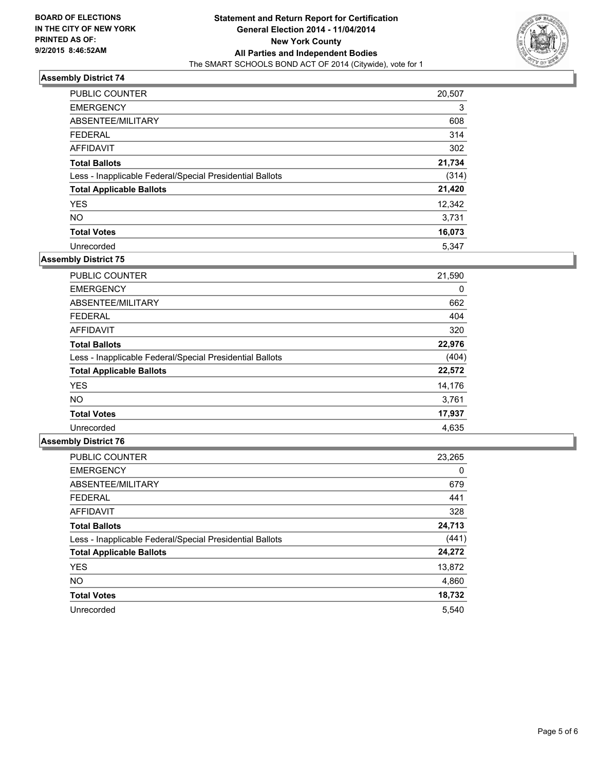BOARD OF ELECTIONS
IN THE CITY OF NEW YORK
PRINTED AS OF:
9/2/2015 8:46:52AM

**Statement and Return Report for Certification**
**General Election 2014 - 11/04/2014**
**New York County**
**All Parties and Independent Bodies**
The SMART SCHOOLS BOND ACT OF 2014 (Citywide), vote for 1

### Assembly District 74

| | |
|---|---|
| PUBLIC COUNTER | 20,507 |
| EMERGENCY | 3 |
| ABSENTEE/MILITARY | 608 |
| FEDERAL | 314 |
| AFFIDAVIT | 302 |
| **Total Ballots** | **21,734** |
| Less - Inapplicable Federal/Special Presidential Ballots | (314) |
| **Total Applicable Ballots** | **21,420** |
| YES | 12,342 |
| NO | 3,731 |
| **Total Votes** | **16,073** |
| Unrecorded | 5,347 |

### Assembly District 75

| | |
|---|---|
| PUBLIC COUNTER | 21,590 |
| EMERGENCY | 0 |
| ABSENTEE/MILITARY | 662 |
| FEDERAL | 404 |
| AFFIDAVIT | 320 |
| **Total Ballots** | **22,976** |
| Less - Inapplicable Federal/Special Presidential Ballots | (404) |
| **Total Applicable Ballots** | **22,572** |
| YES | 14,176 |
| NO | 3,761 |
| **Total Votes** | **17,937** |
| Unrecorded | 4,635 |

### Assembly District 76

| | |
|---|---|
| PUBLIC COUNTER | 23,265 |
| EMERGENCY | 0 |
| ABSENTEE/MILITARY | 679 |
| FEDERAL | 441 |
| AFFIDAVIT | 328 |
| **Total Ballots** | **24,713** |
| Less - Inapplicable Federal/Special Presidential Ballots | (441) |
| **Total Applicable Ballots** | **24,272** |
| YES | 13,872 |
| NO | 4,860 |
| **Total Votes** | **18,732** |
| Unrecorded | 5,540 |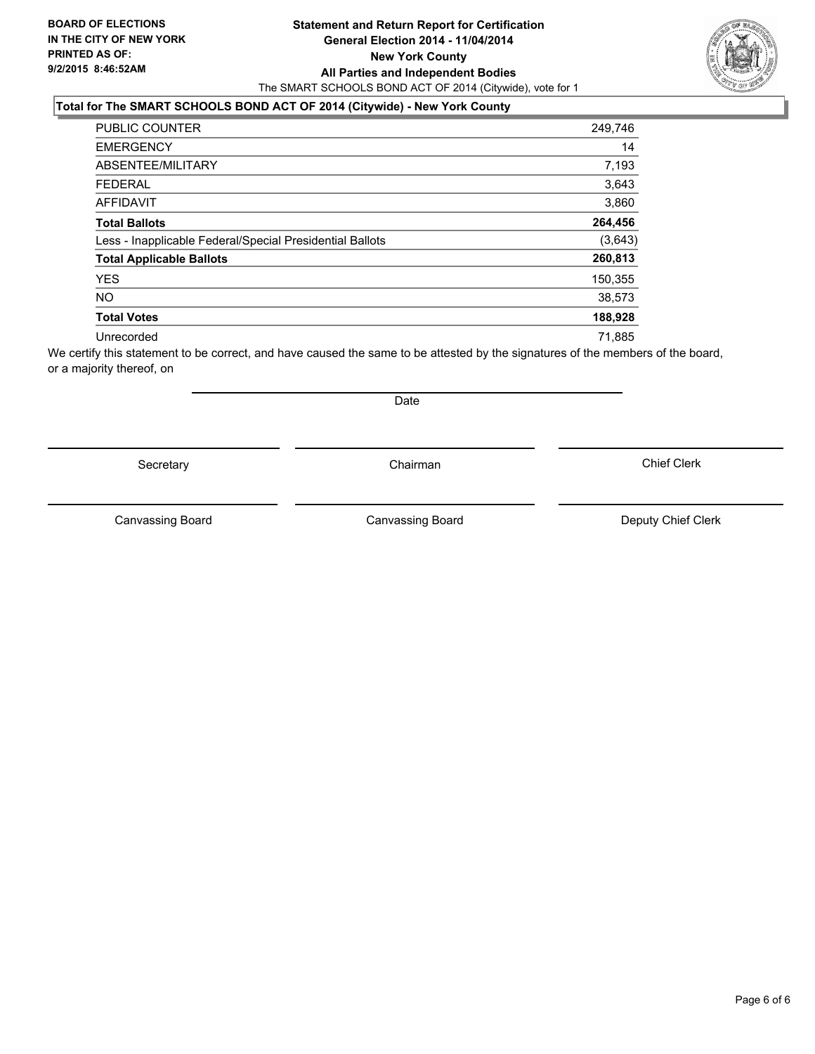**BOARD OF ELECTIONS IN THE CITY OF NEW YORK PRINTED AS OF: 9/2/2015 8:46:52AM**

**Statement and Return Report for Certification**
**General Election 2014 - 11/04/2014**
**New York County**
**All Parties and Independent Bodies**
The SMART SCHOOLS BOND ACT OF 2014 (Citywide), vote for 1

**Total for The SMART SCHOOLS BOND ACT OF 2014 (Citywide) - New York County**

| | |
|---|---|
| PUBLIC COUNTER | 249,746 |
| EMERGENCY | 14 |
| ABSENTEE/MILITARY | 7,193 |
| FEDERAL | 3,643 |
| AFFIDAVIT | 3,860 |
| **Total Ballots** | **264,456** |
| Less - Inapplicable Federal/Special Presidential Ballots | (3,643) |
| **Total Applicable Ballots** | **260,813** |
| YES | 150,355 |
| NO | 38,573 |
| **Total Votes** | **188,928** |
| Unrecorded | 71,885 |

We certify this statement to be correct, and have caused the same to be attested by the signatures of the members of the board, or a majority thereof, on

Date

Secretary

Chairman

Chief Clerk

Canvassing Board

Canvassing Board

Deputy Chief Clerk